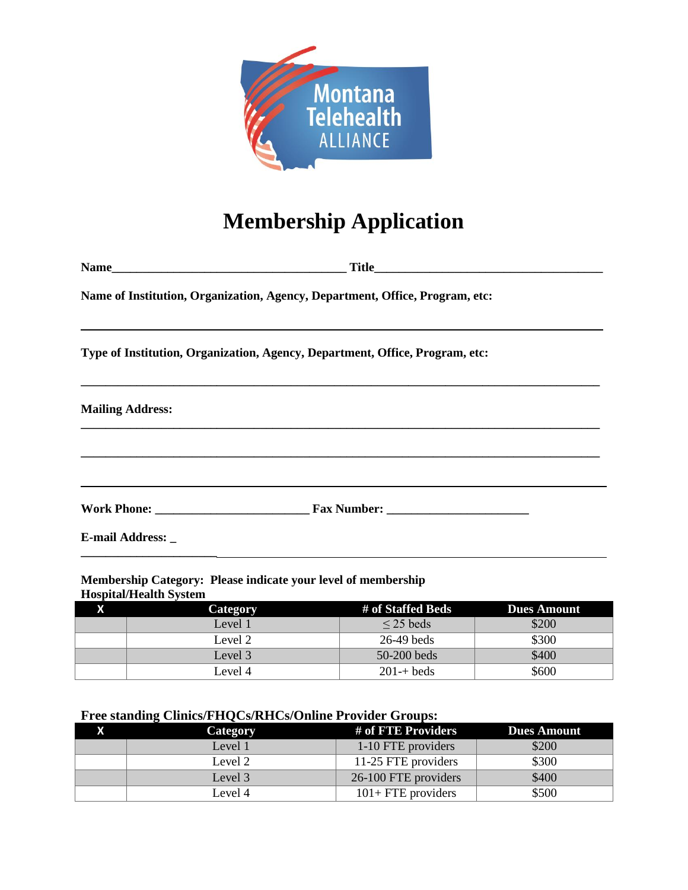Montana Telehealth ALLIANCE

# Membership Application

**Name**_______________________________________ **Title**_____________________________________

**Name of Institution, Organization, Agency, Department, Office, Program, etc:**

_____________________________________________________________________________________

**Type of Institution, Organization, Agency, Department, Office, Program, etc:**

_____________________________________________________________________________________

**Mailing Address:**

_____________________________________________________________________________________

_____________________________________________________________________________________

_____________________________________________________________________________________

**Work Phone:** ________________________ **Fax Number:** ______________________

**E-mail Address:** _

_____________________________________________________________________________________

**Membership Category: Please indicate your level of membership**

**Hospital/Health System**

| X | Category | # of Staffed Beds | Dues Amount |
|---|---|---|---|
| | Level 1 | $\leq$ 25 beds | $200 |
| | Level 2 | 26-49 beds | $300 |
| | Level 3 | 50-200 beds | $400 |
| | Level 4 | 201-+ beds | $600 |

**Free standing Clinics/FHQCs/RHCs/Online Provider Groups:**

| X | Category | # of FTE Providers | Dues Amount |
|---|---|---|---|
| | Level 1 | 1-10 FTE providers | $200 |
| | Level 2 | 11-25 FTE providers | $300 |
| | Level 3 | 26-100 FTE providers | $400 |
| | Level 4 | 101+ FTE providers | $500 |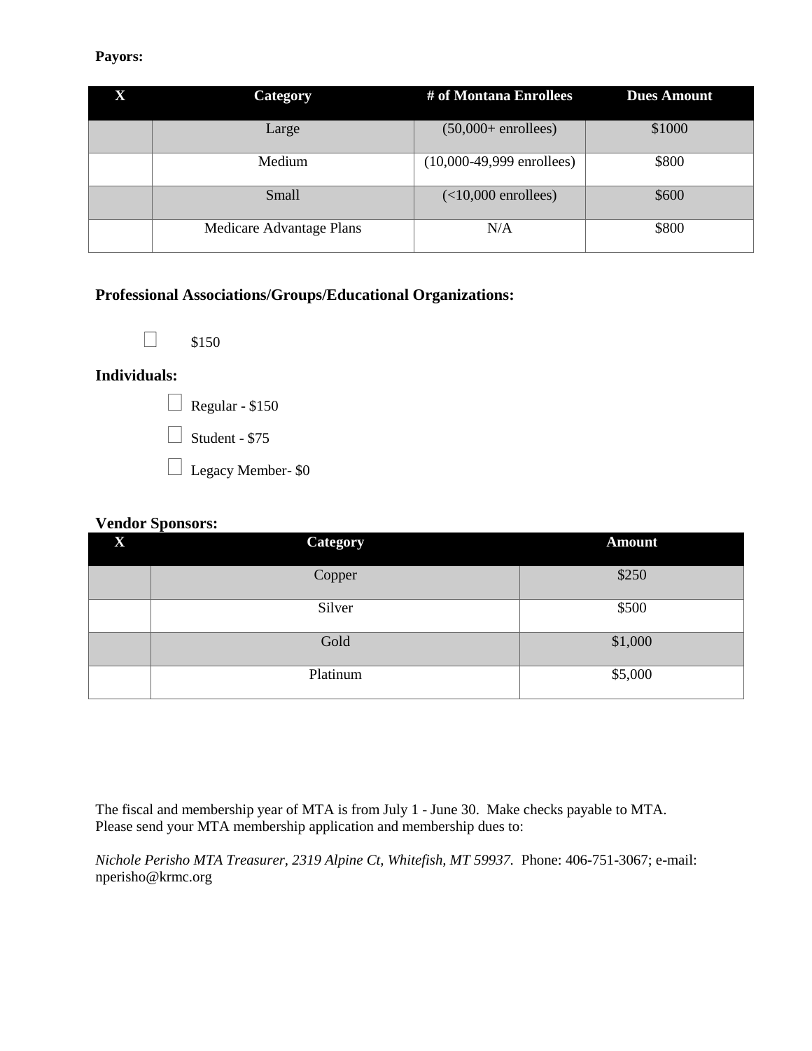**Payors:**

| X | Category | # of Montana Enrollees | Dues Amount |
|---|---|---|---|
| | Large | (50,000+ enrollees) | $1000 |
| | Medium | (10,000-49,999 enrollees) | $800 |
| | Small | (<10,000 enrollees) | $600 |
| | Medicare Advantage Plans | N/A | $800 |

**Professional Associations/Groups/Educational Organizations:**

☐ $150

**Individuals:**

☐ Regular - $150

☐ Student - $75

☐ Legacy Member- $0

**Vendor Sponsors:**

| X | Category | Amount |
|---|---|---|
| | Copper | $250 |
| | Silver | $500 |
| | Gold | $1,000 |
| | Platinum | $5,000 |

The fiscal and membership year of MTA is from July 1 - June 30. Make checks payable to MTA. Please send your MTA membership application and membership dues to:

*Nichole Perisho MTA Treasurer, 2319 Alpine Ct, Whitefish, MT 59937.* Phone: 406-751-3067; e-mail: nperisho@krmc.org